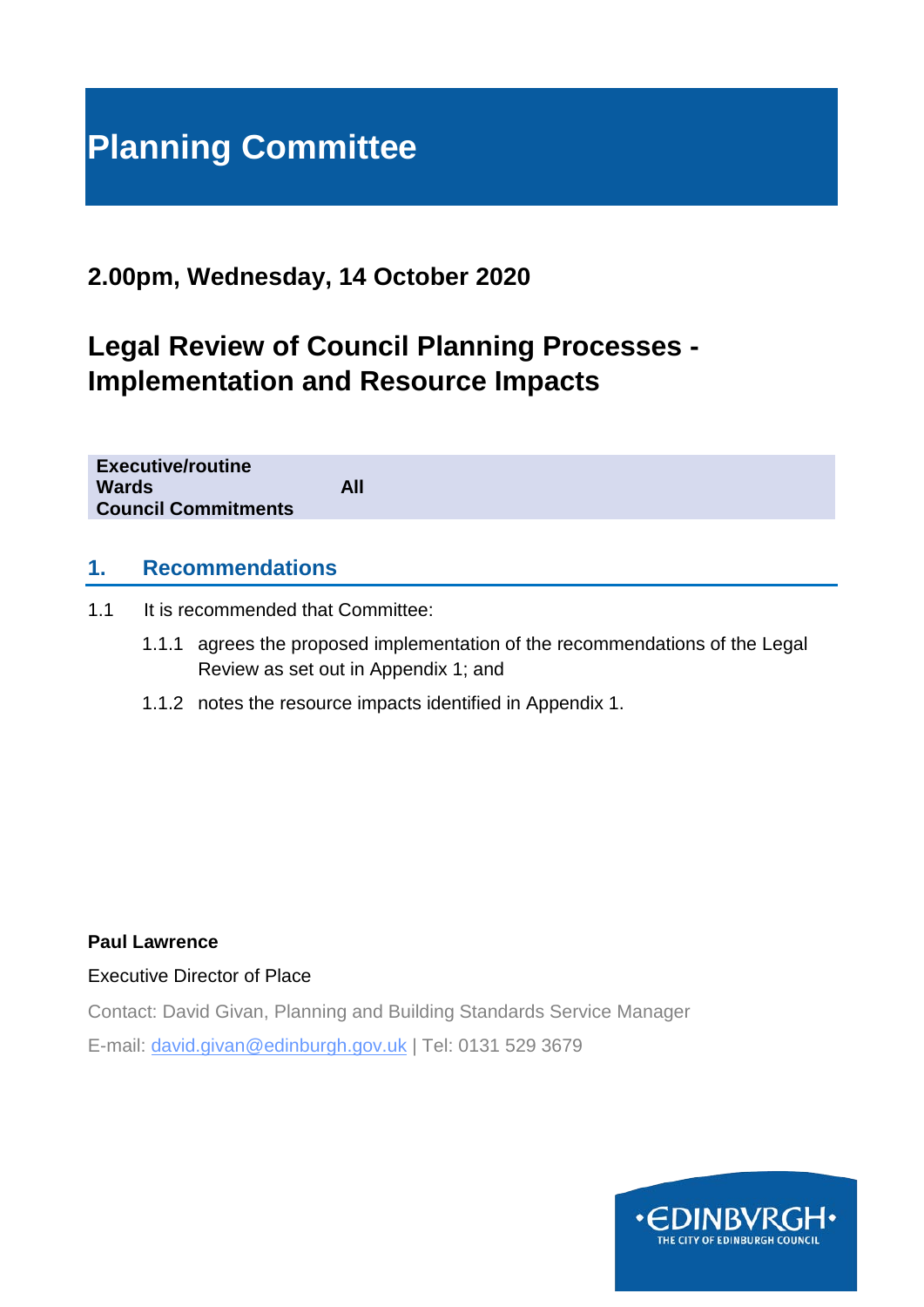# Planning Committee

## 2.00pm, Wednesday, 14 October 2020

## Legal Review of Council Planning Processes - Implementation and Resource Impacts

| | |
|---|---|
| **Executive/routine** | |
| **Wards** | **All** |
| **Council Commitments** | |

## 1. Recommendations

1.1 It is recommended that Committee:

1.1.1 agrees the proposed implementation of the recommendations of the Legal Review as set out in Appendix 1; and

1.1.2 notes the resource impacts identified in Appendix 1.

**Paul Lawrence**

Executive Director of Place

Contact: David Givan, Planning and Building Standards Service Manager

E-mail: david.givan@edinburgh.gov.uk | Tel: 0131 529 3679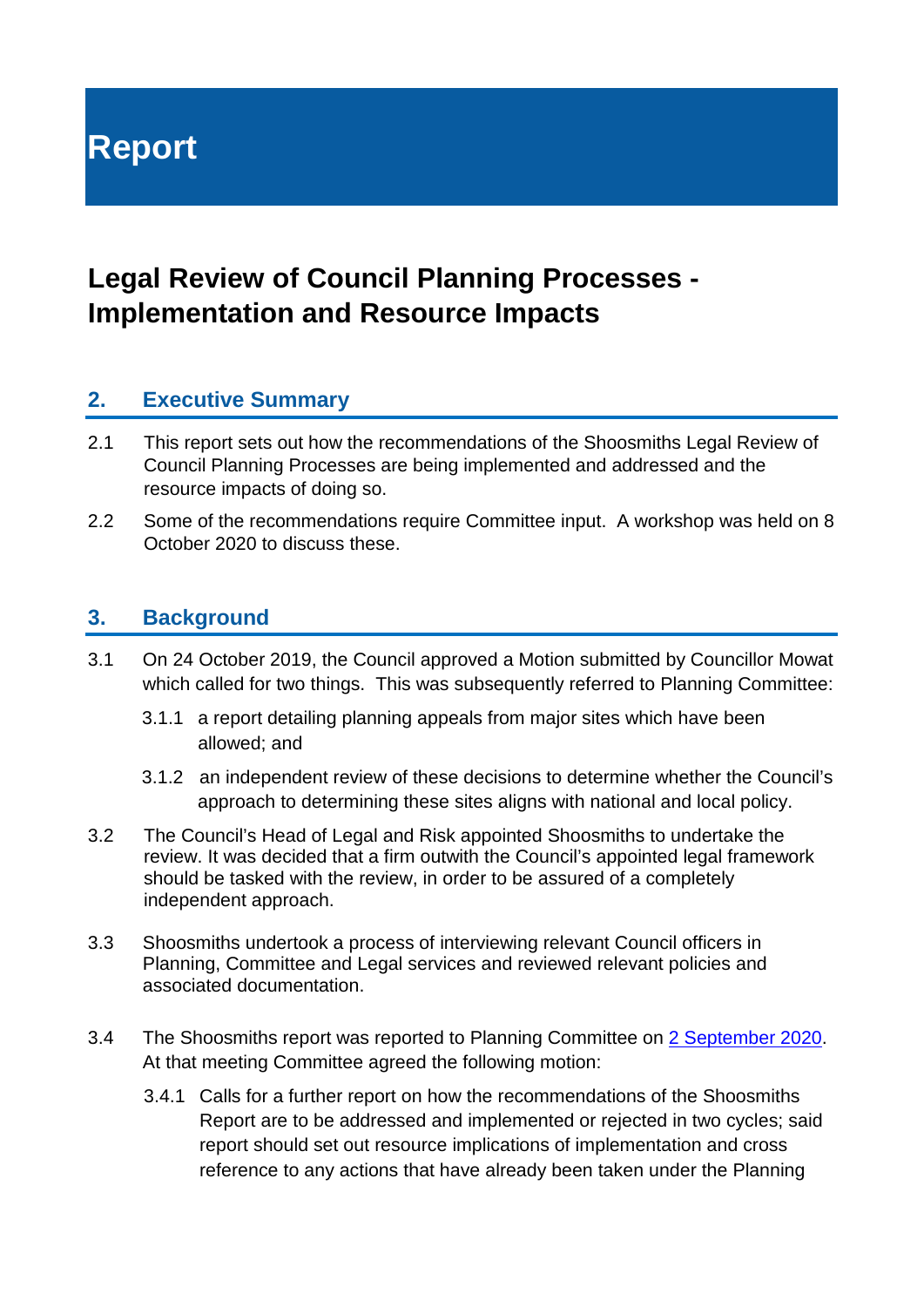# Report

## Legal Review of Council Planning Processes - Implementation and Resource Impacts

### 2. Executive Summary

2.1 This report sets out how the recommendations of the Shoosmiths Legal Review of Council Planning Processes are being implemented and addressed and the resource impacts of doing so.

2.2 Some of the recommendations require Committee input. A workshop was held on 8 October 2020 to discuss these.

### 3. Background

3.1 On 24 October 2019, the Council approved a Motion submitted by Councillor Mowat which called for two things. This was subsequently referred to Planning Committee:

3.1.1 a report detailing planning appeals from major sites which have been allowed; and

3.1.2 an independent review of these decisions to determine whether the Council's approach to determining these sites aligns with national and local policy.

3.2 The Council's Head of Legal and Risk appointed Shoosmiths to undertake the review. It was decided that a firm outwith the Council's appointed legal framework should be tasked with the review, in order to be assured of a completely independent approach.

3.3 Shoosmiths undertook a process of interviewing relevant Council officers in Planning, Committee and Legal services and reviewed relevant policies and associated documentation.

3.4 The Shoosmiths report was reported to Planning Committee on [2 September 2020](). At that meeting Committee agreed the following motion:

3.4.1 Calls for a further report on how the recommendations of the Shoosmiths Report are to be addressed and implemented or rejected in two cycles; said report should set out resource implications of implementation and cross reference to any actions that have already been taken under the Planning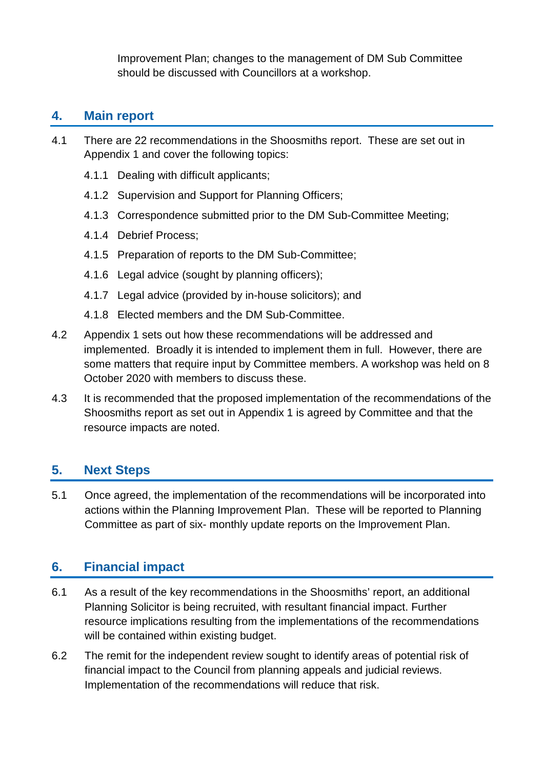Improvement Plan; changes to the management of DM Sub Committee should be discussed with Councillors at a workshop.

## 4. Main report

4.1 There are 22 recommendations in the Shoosmiths report. These are set out in Appendix 1 and cover the following topics:

4.1.1 Dealing with difficult applicants;

4.1.2 Supervision and Support for Planning Officers;

4.1.3 Correspondence submitted prior to the DM Sub-Committee Meeting;

4.1.4 Debrief Process;

4.1.5 Preparation of reports to the DM Sub-Committee;

4.1.6 Legal advice (sought by planning officers);

4.1.7 Legal advice (provided by in-house solicitors); and

4.1.8 Elected members and the DM Sub-Committee.

4.2 Appendix 1 sets out how these recommendations will be addressed and implemented. Broadly it is intended to implement them in full. However, there are some matters that require input by Committee members. A workshop was held on 8 October 2020 with members to discuss these.

4.3 It is recommended that the proposed implementation of the recommendations of the Shoosmiths report as set out in Appendix 1 is agreed by Committee and that the resource impacts are noted.

## 5. Next Steps

5.1 Once agreed, the implementation of the recommendations will be incorporated into actions within the Planning Improvement Plan. These will be reported to Planning Committee as part of six- monthly update reports on the Improvement Plan.

## 6. Financial impact

6.1 As a result of the key recommendations in the Shoosmiths' report, an additional Planning Solicitor is being recruited, with resultant financial impact. Further resource implications resulting from the implementations of the recommendations will be contained within existing budget.

6.2 The remit for the independent review sought to identify areas of potential risk of financial impact to the Council from planning appeals and judicial reviews. Implementation of the recommendations will reduce that risk.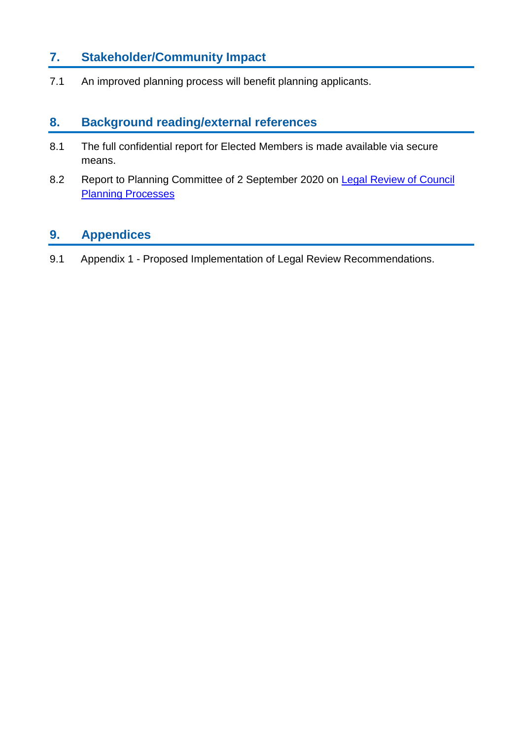## 7. Stakeholder/Community Impact

7.1 An improved planning process will benefit planning applicants.

## 8. Background reading/external references

8.1 The full confidential report for Elected Members is made available via secure means.

8.2 Report to Planning Committee of 2 September 2020 on Legal Review of Council Planning Processes

## 9. Appendices

9.1 Appendix 1 - Proposed Implementation of Legal Review Recommendations.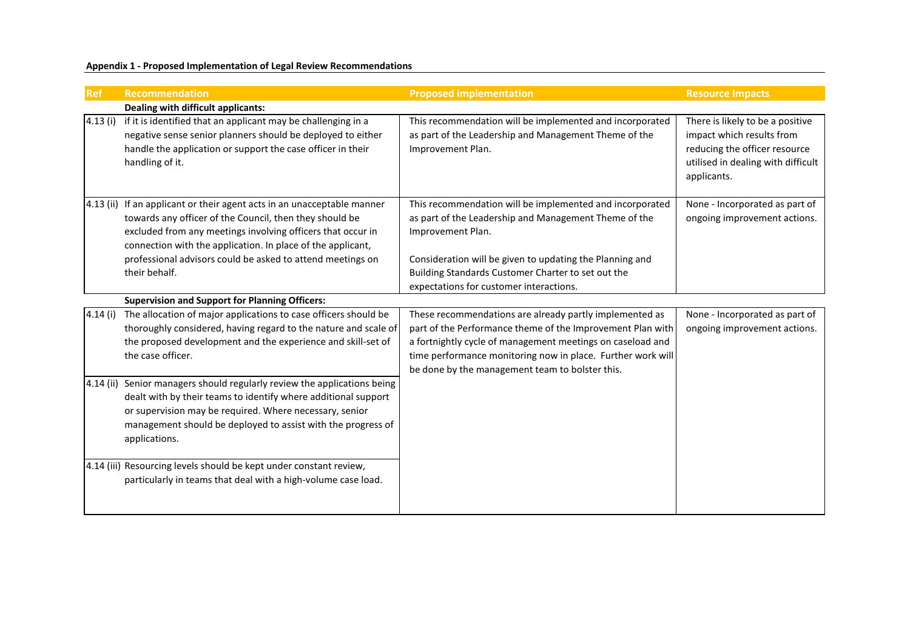**Appendix 1 - Proposed Implementation of Legal Review Recommendations**

| Ref | Recommendation | Proposed implementation | Resource Impacts |
|---|---|---|---|
| | **Dealing with difficult applicants:** | | |
| 4.13 (i) | if it is identified that an applicant may be challenging in a negative sense senior planners should be deployed to either handle the application or support the case officer in their handling of it. | This recommendation will be implemented and incorporated as part of the Leadership and Management Theme of the Improvement Plan. | There is likely to be a positive impact which results from reducing the officer resource utilised in dealing with difficult applicants. |
| 4.13 (ii) | If an applicant or their agent acts in an unacceptable manner towards any officer of the Council, then they should be excluded from any meetings involving officers that occur in connection with the application. In place of the applicant, professional advisors could be asked to attend meetings on their behalf. | This recommendation will be implemented and incorporated as part of the Leadership and Management Theme of the Improvement Plan.<br><br>Consideration will be given to updating the Planning and Building Standards Customer Charter to set out the expectations for customer interactions. | None - Incorporated as part of ongoing improvement actions. |
| | **Supervision and Support for Planning Officers:** | | |
| 4.14 (i) | The allocation of major applications to case officers should be thoroughly considered, having regard to the nature and scale of the proposed development and the experience and skill-set of the case officer. | These recommendations are already partly implemented as part of the Performance theme of the Improvement Plan with a fortnightly cycle of management meetings on caseload and time performance monitoring now in place. Further work will be done by the management team to bolster this. | None - Incorporated as part of ongoing improvement actions. |
| 4.14 (ii) | Senior managers should regularly review the applications being dealt with by their teams to identify where additional support or supervision may be required. Where necessary, senior management should be deployed to assist with the progress of applications. | | |
| 4.14 (iii) | Resourcing levels should be kept under constant review, particularly in teams that deal with a high-volume case load. | | |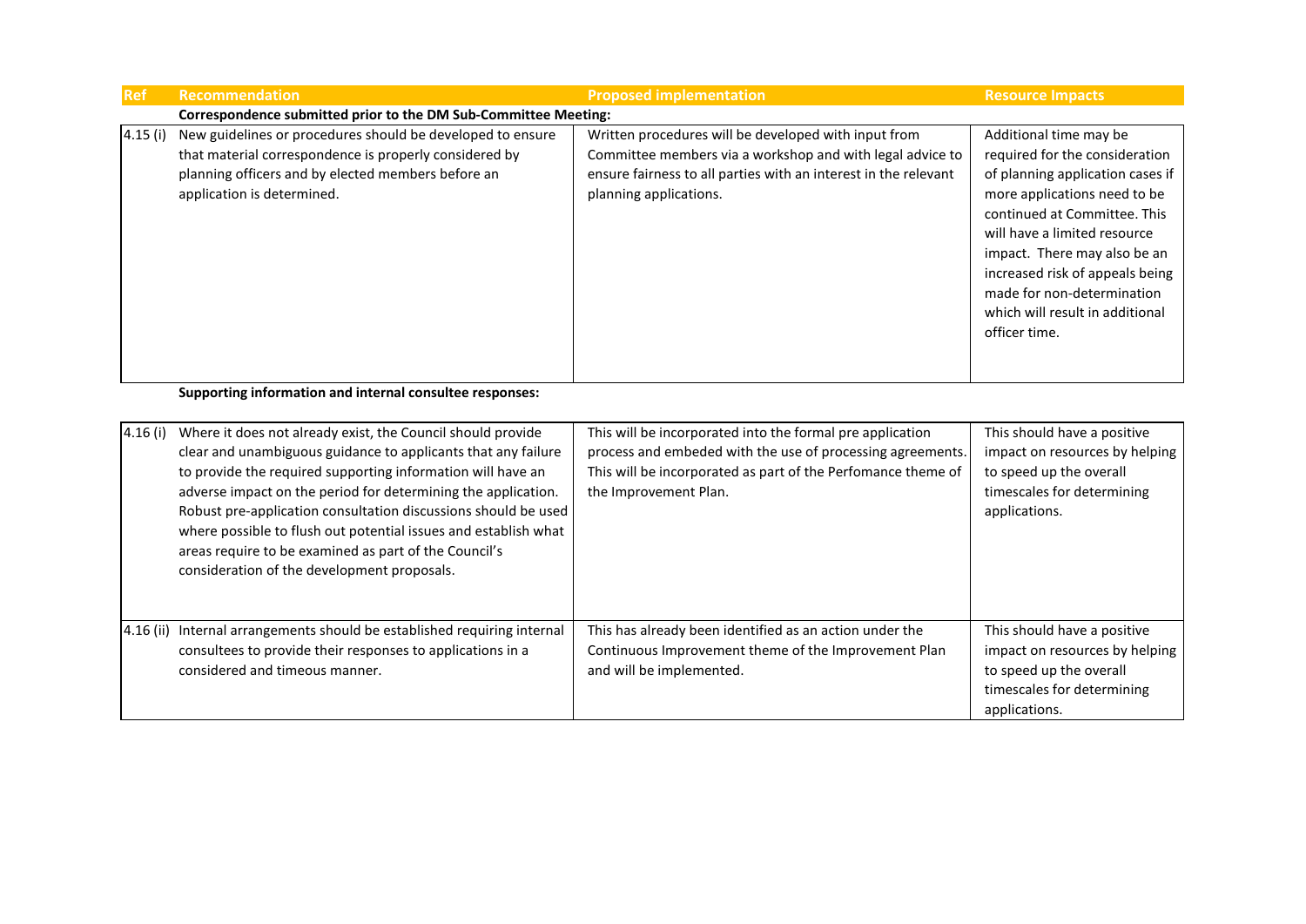| Ref | Recommendation | Proposed implementation | Resource Impacts |
|---|---|---|---|
| | **Correspondence submitted prior to the DM Sub-Committee Meeting:** | | |
| 4.15 (i) | New guidelines or procedures should be developed to ensure that material correspondence is properly considered by planning officers and by elected members before an application is determined. | Written procedures will be developed with input from Committee members via a workshop and with legal advice to ensure fairness to all parties with an interest in the relevant planning applications. | Additional time may be required for the consideration of planning application cases if more applications need to be continued at Committee. This will have a limited resource impact. There may also be an increased risk of appeals being made for non-determination which will result in additional officer time. |
| | **Supporting information and internal consultee responses:** | | |
| 4.16 (i) | Where it does not already exist, the Council should provide clear and unambiguous guidance to applicants that any failure to provide the required supporting information will have an adverse impact on the period for determining the application. Robust pre-application consultation discussions should be used where possible to flush out potential issues and establish what areas require to be examined as part of the Council's consideration of the development proposals. | This will be incorporated into the formal pre application process and embeded with the use of processing agreements. This will be incorporated as part of the Perfomance theme of the Improvement Plan. | This should have a positive impact on resources by helping to speed up the overall timescales for determining applications. |
| 4.16 (ii) | Internal arrangements should be established requiring internal consultees to provide their responses to applications in a considered and timeous manner. | This has already been identified as an action under the Continuous Improvement theme of the Improvement Plan and will be implemented. | This should have a positive impact on resources by helping to speed up the overall timescales for determining applications. |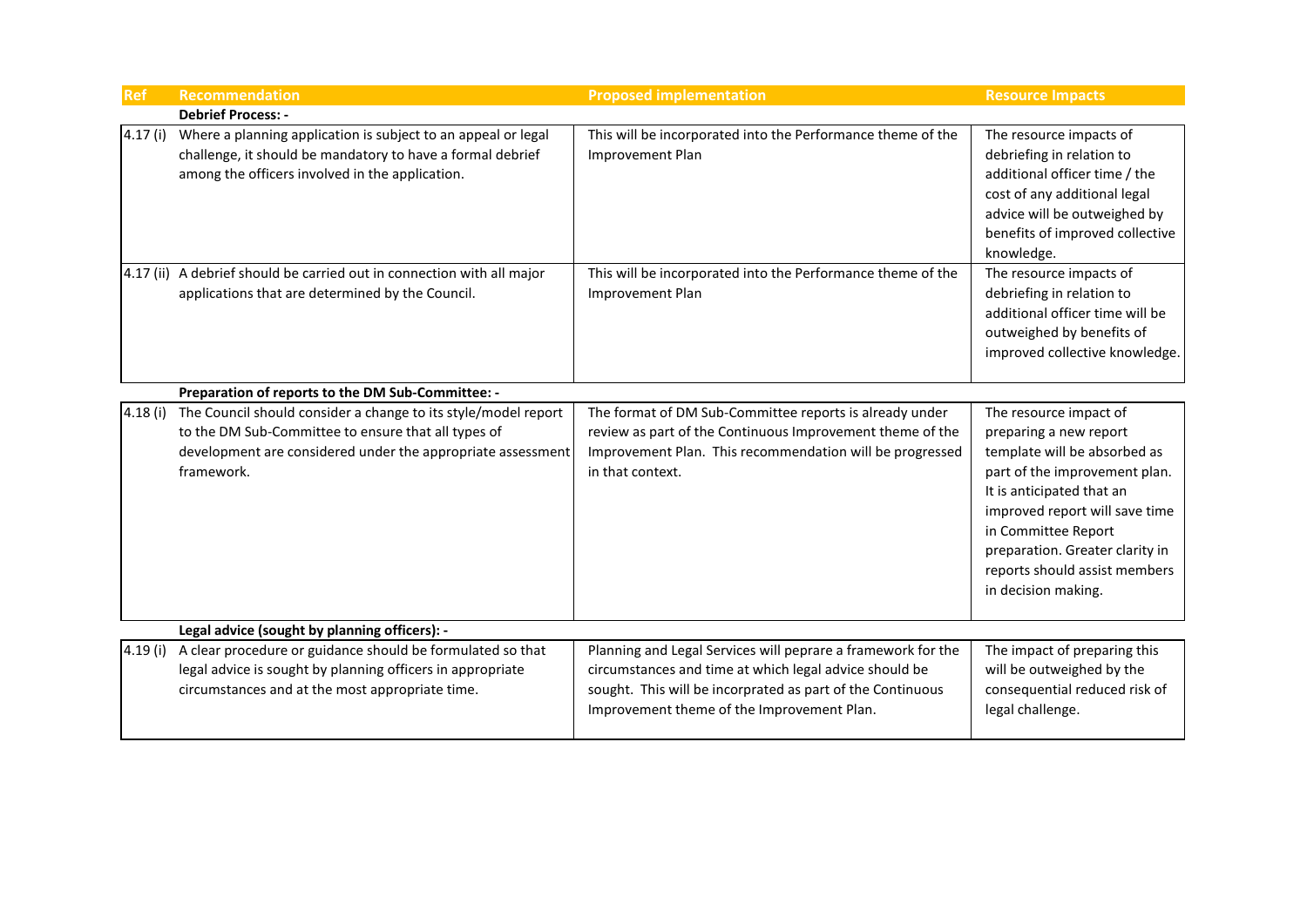| Ref | Recommendation | Proposed implementation | Resource Impacts |
|---|---|---|---|
| | **Debrief Process: -** | | |
| 4.17 (i) | Where a planning application is subject to an appeal or legal challenge, it should be mandatory to have a formal debrief among the officers involved in the application. | This will be incorporated into the Performance theme of the Improvement Plan | The resource impacts of debriefing in relation to additional officer time / the cost of any additional legal advice will be outweighed by benefits of improved collective knowledge. |
| 4.17 (ii) | A debrief should be carried out in connection with all major applications that are determined by the Council. | This will be incorporated into the Performance theme of the Improvement Plan | The resource impacts of debriefing in relation to additional officer time will be outweighed by benefits of improved collective knowledge. |
| | **Preparation of reports to the DM Sub-Committee: -** | | |
| 4.18 (i) | The Council should consider a change to its style/model report to the DM Sub-Committee to ensure that all types of development are considered under the appropriate assessment framework. | The format of DM Sub-Committee reports is already under review as part of the Continuous Improvement theme of the Improvement Plan. This recommendation will be progressed in that context. | The resource impact of preparing a new report template will be absorbed as part of the improvement plan. It is anticipated that an improved report will save time in Committee Report preparation. Greater clarity in reports should assist members in decision making. |
| | **Legal advice (sought by planning officers): -** | | |
| 4.19 (i) | A clear procedure or guidance should be formulated so that legal advice is sought by planning officers in appropriate circumstances and at the most appropriate time. | Planning and Legal Services will peprare a framework for the circumstances and time at which legal advice should be sought. This will be incroprated as part of the Continuous Improvement theme of the Improvement Plan. | The impact of preparing this will be outweighed by the consequential reduced risk of legal challenge. |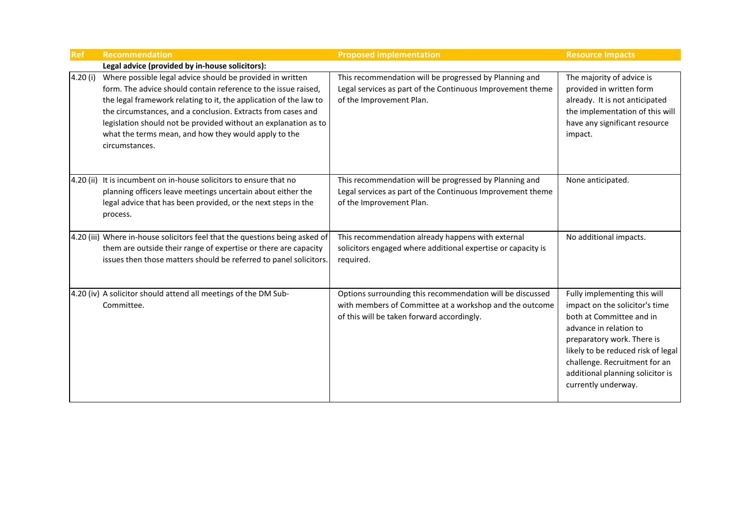| Ref | Recommendation | Proposed implementation | Resource Impacts |
|---|---|---|---|
| | **Legal advice (provided by in-house solicitors):** | | |
| 4.20 (i) | Where possible legal advice should be provided in written form. The advice should contain reference to the issue raised, the legal framework relating to it, the application of the law to the circumstances, and a conclusion. Extracts from cases and legislation should not be provided without an explanation as to what the terms mean, and how they would apply to the circumstances. | This recommendation will be progressed by Planning and Legal services as part of the Continuous Improvement theme of the Improvement Plan. | The majority of advice is provided in written form already. It is not anticipated the implementation of this will have any significant resource impact. |
| 4.20 (ii) | It is incumbent on in-house solicitors to ensure that no planning officers leave meetings uncertain about either the legal advice that has been provided, or the next steps in the process. | This recommendation will be progressed by Planning and Legal services as part of the Continuous Improvement theme of the Improvement Plan. | None anticipated. |
| 4.20 (iii) | Where in-house solicitors feel that the questions being asked of them are outside their range of expertise or there are capacity issues then those matters should be referred to panel solicitors. | This recommendation already happens with external solicitors engaged where additional expertise or capacity is required. | No additional impacts. |
| 4.20 (iv) | A solicitor should attend all meetings of the DM Sub-Committee. | Options surrounding this recommendation will be discussed with members of Committee at a workshop and the outcome of this will be taken forward accordingly. | Fully implementing this will impact on the solicitor's time both at Committee and in advance in relation to preparatory work. There is likely to be reduced risk of legal challenge. Recruitment for an additional planning solicitor is currently underway. |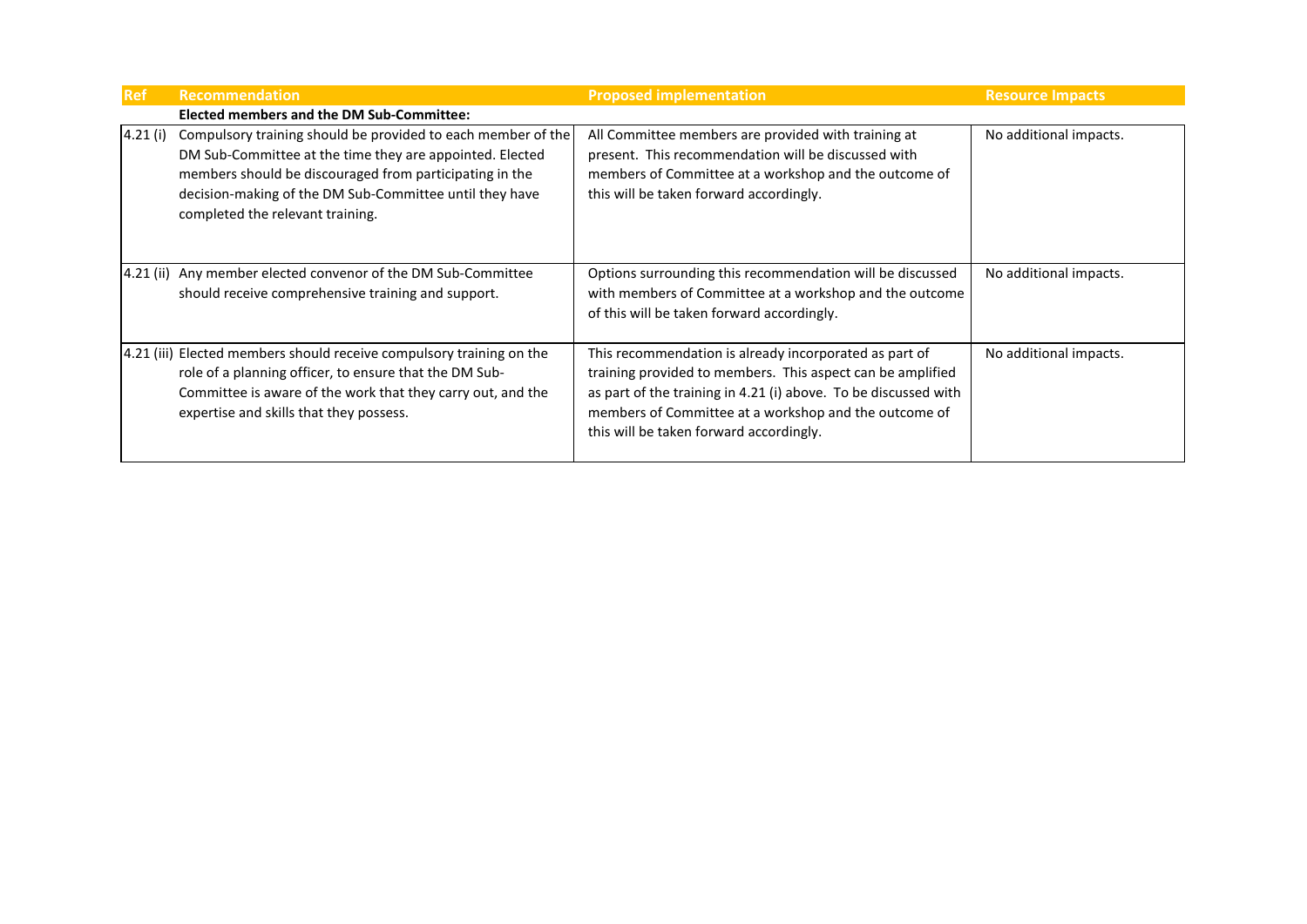| Ref | Recommendation | Proposed implementation | Resource Impacts |
|---|---|---|---|
| | **Elected members and the DM Sub-Committee:** | | |
| 4.21 (i) | Compulsory training should be provided to each member of the DM Sub-Committee at the time they are appointed. Elected members should be discouraged from participating in the decision-making of the DM Sub-Committee until they have completed the relevant training. | All Committee members are provided with training at present. This recommendation will be discussed with members of Committee at a workshop and the outcome of this will be taken forward accordingly. | No additional impacts. |
| 4.21 (ii) | Any member elected convenor of the DM Sub-Committee should receive comprehensive training and support. | Options surrounding this recommendation will be discussed with members of Committee at a workshop and the outcome of this will be taken forward accordingly. | No additional impacts. |
| 4.21 (iii) | Elected members should receive compulsory training on the role of a planning officer, to ensure that the DM Sub-Committee is aware of the work that they carry out, and the expertise and skills that they possess. | This recommendation is already incorporated as part of training provided to members. This aspect can be amplified as part of the training in 4.21 (i) above. To be discussed with members of Committee at a workshop and the outcome of this will be taken forward accordingly. | No additional impacts. |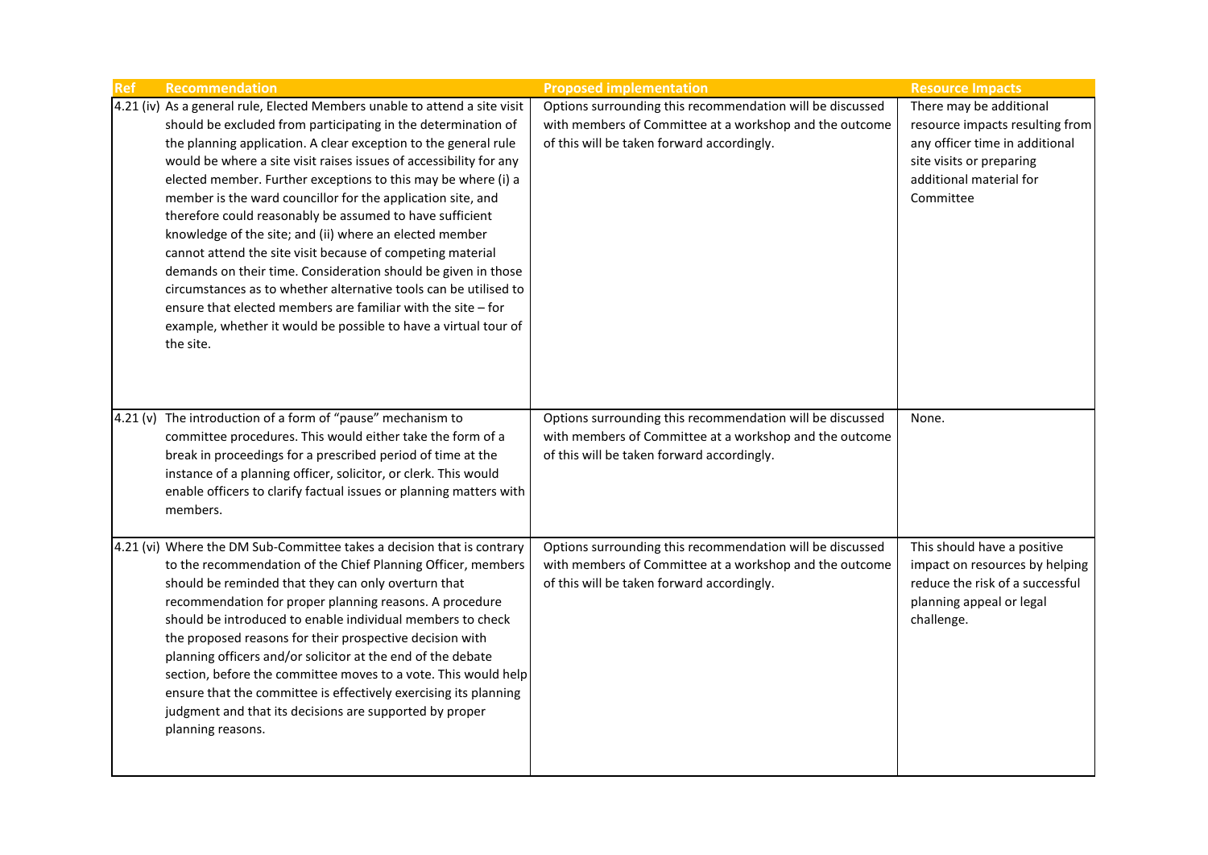| Ref | Recommendation | Proposed implementation | Resource Impacts |
|---|---|---|---|
| 4.21 (iv) | As a general rule, Elected Members unable to attend a site visit should be excluded from participating in the determination of the planning application. A clear exception to the general rule would be where a site visit raises issues of accessibility for any elected member. Further exceptions to this may be where (i) a member is the ward councillor for the application site, and therefore could reasonably be assumed to have sufficient knowledge of the site; and (ii) where an elected member cannot attend the site visit because of competing material demands on their time. Consideration should be given in those circumstances as to whether alternative tools can be utilised to ensure that elected members are familiar with the site – for example, whether it would be possible to have a virtual tour of the site. | Options surrounding this recommendation will be discussed with members of Committee at a workshop and the outcome of this will be taken forward accordingly. | There may be additional resource impacts resulting from any officer time in additional site visits or preparing additional material for Committee |
| 4.21 (v) | The introduction of a form of "pause" mechanism to committee procedures. This would either take the form of a break in proceedings for a prescribed period of time at the instance of a planning officer, solicitor, or clerk. This would enable officers to clarify factual issues or planning matters with members. | Options surrounding this recommendation will be discussed with members of Committee at a workshop and the outcome of this will be taken forward accordingly. | None. |
| 4.21 (vi) | Where the DM Sub-Committee takes a decision that is contrary to the recommendation of the Chief Planning Officer, members should be reminded that they can only overturn that recommendation for proper planning reasons. A procedure should be introduced to enable individual members to check the proposed reasons for their prospective decision with planning officers and/or solicitor at the end of the debate section, before the committee moves to a vote. This would help ensure that the committee is effectively exercising its planning judgment and that its decisions are supported by proper planning reasons. | Options surrounding this recommendation will be discussed with members of Committee at a workshop and the outcome of this will be taken forward accordingly. | This should have a positive impact on resources by helping reduce the risk of a successful planning appeal or legal challenge. |